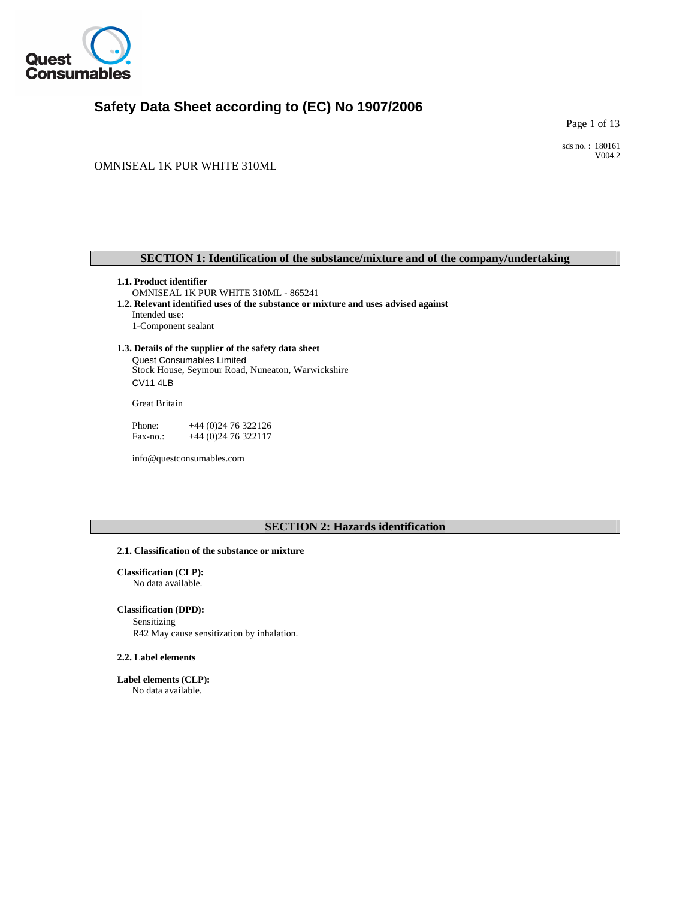# Safety Data Sheet according to (EC) No 1907/2006

sds no. : 180161
V004.2

OMNISEAL 1K PUR WHITE 310ML

## SECTION 1: Identification of the substance/mixture and of the company/undertaking

**1.1. Product identifier**

OMNISEAL 1K PUR WHITE 310ML - 865241

**1.2. Relevant identified uses of the substance or mixture and uses advised against**

Intended use:
1-Component sealant

**1.3. Details of the supplier of the safety data sheet**

Quest Consumables Limited
Stock House, Seymour Road, Nuneaton, Warwickshire
CV11 4LB

Great Britain

Phone: +44 (0)24 76 322126
Fax-no.: +44 (0)24 76 322117

info@questconsumables.com

## SECTION 2: Hazards identification

**2.1. Classification of the substance or mixture**

**Classification (CLP):**
No data available.

**Classification (DPD):**
Sensitizing
R42 May cause sensitization by inhalation.

**2.2. Label elements**

**Label elements (CLP):**
No data available.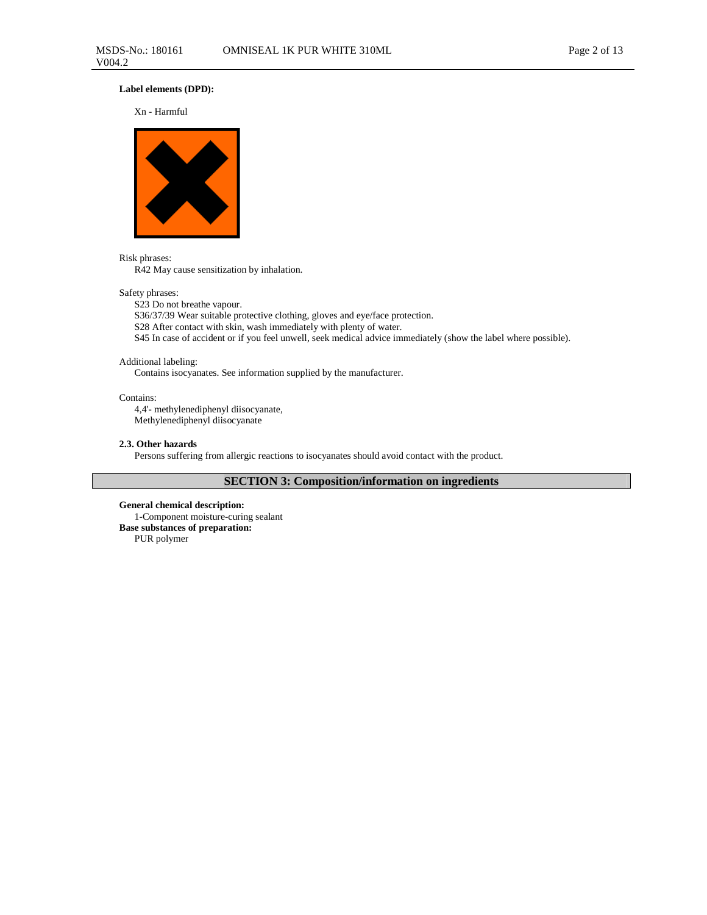**Label elements (DPD):**

Xn - Harmful

Risk phrases:

R42 May cause sensitization by inhalation.

Safety phrases:

S23 Do not breathe vapour.
S36/37/39 Wear suitable protective clothing, gloves and eye/face protection.
S28 After contact with skin, wash immediately with plenty of water.
S45 In case of accident or if you feel unwell, seek medical advice immediately (show the label where possible).

Additional labeling:

Contains isocyanates. See information supplied by the manufacturer.

Contains:

4,4'- methylenediphenyl diisocyanate,
Methylenediphenyl diisocyanate

**2.3. Other hazards**

Persons suffering from allergic reactions to isocyanates should avoid contact with the product.

## SECTION 3: Composition/information on ingredients

**General chemical description:**
1-Component moisture-curing sealant

**Base substances of preparation:**
PUR polymer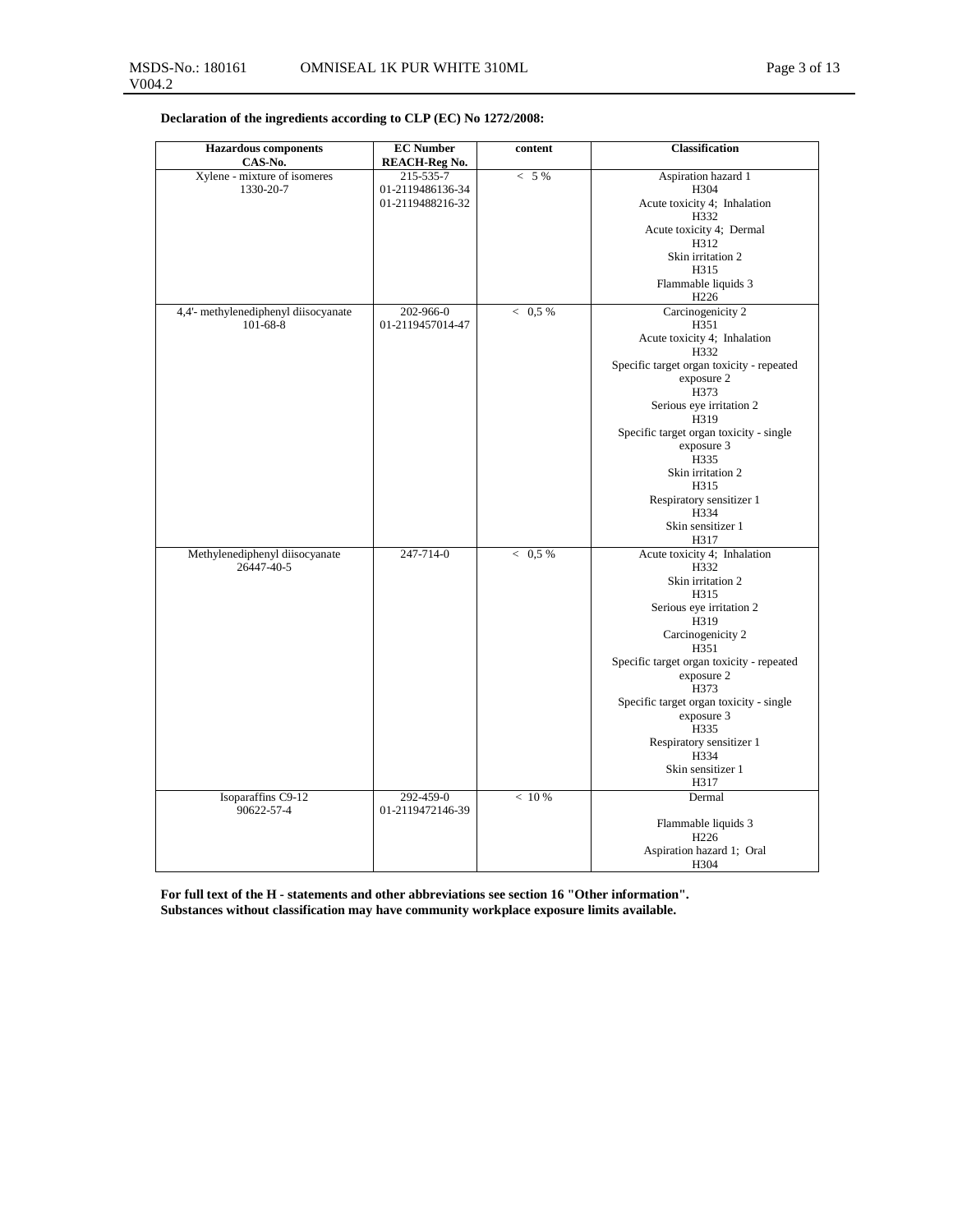**Declaration of the ingredients according to CLP (EC) No 1272/2008:**

| Hazardous components<br>CAS-No. | EC Number<br>REACH-Reg No. | content | Classification |
|---|---|---|---|
| Xylene - mixture of isomeres<br>1330-20-7 | 215-535-7<br>01-2119486136-34<br>01-2119488216-32 | < 5 % | Aspiration hazard 1<br>H304<br>Acute toxicity 4; Inhalation<br>H332<br>Acute toxicity 4; Dermal<br>H312<br>Skin irritation 2<br>H315<br>Flammable liquids 3<br>H226 |
| 4,4'- methylenediphenyl diisocyanate<br>101-68-8 | 202-966-0<br>01-2119457014-47 | < 0,5 % | Carcinogenicity 2<br>H351<br>Acute toxicity 4; Inhalation<br>H332<br>Specific target organ toxicity - repeated exposure 2<br>H373<br>Serious eye irritation 2<br>H319<br>Specific target organ toxicity - single exposure 3<br>H335<br>Skin irritation 2<br>H315<br>Respiratory sensitizer 1<br>H334<br>Skin sensitizer 1<br>H317 |
| Methylenediphenyl diisocyanate<br>26447-40-5 | 247-714-0 | < 0,5 % | Acute toxicity 4; Inhalation<br>H332<br>Skin irritation 2<br>H315<br>Serious eye irritation 2<br>H319<br>Carcinogenicity 2<br>H351<br>Specific target organ toxicity - repeated exposure 2<br>H373<br>Specific target organ toxicity - single exposure 3<br>H335<br>Respiratory sensitizer 1<br>H334<br>Skin sensitizer 1<br>H317 |
| Isoparaffins C9-12<br>90622-57-4 | 292-459-0<br>01-2119472146-39 | < 10 % | Dermal<br><br>Flammable liquids 3<br>H226<br>Aspiration hazard 1; Oral<br>H304 |

**For full text of the H - statements and other abbreviations see section 16 "Other information".**
**Substances without classification may have community workplace exposure limits available.**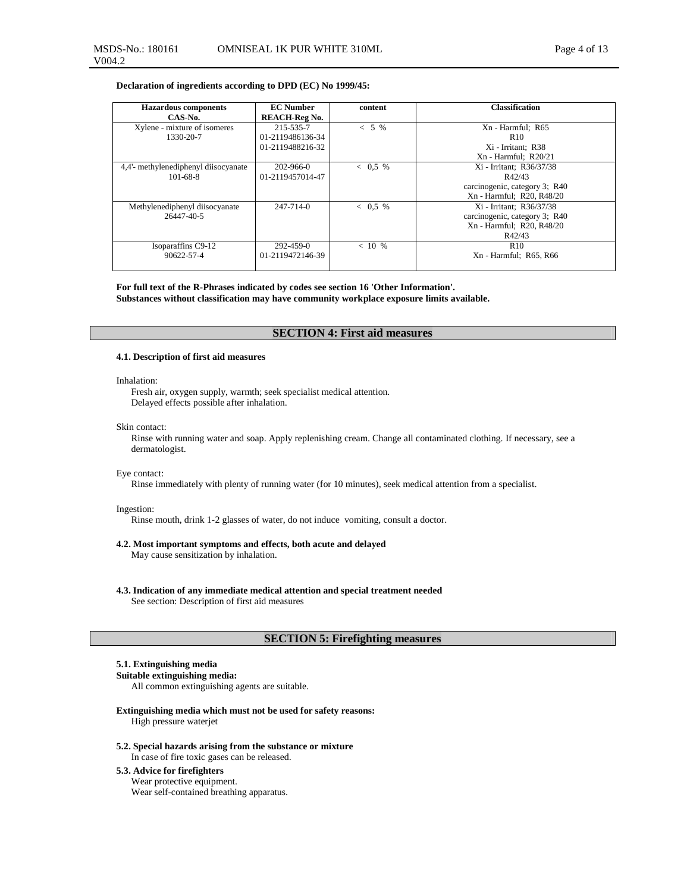**Declaration of ingredients according to DPD (EC) No 1999/45:**

| Hazardous components CAS-No. | EC Number REACH-Reg No. | content | Classification |
|---|---|---|---|
| Xylene - mixture of isomeres 1330-20-7 | 215-535-7 01-2119486136-34 01-2119488216-32 | < 5 % | Xn - Harmful; R65 R10 Xi - Irritant; R38 Xn - Harmful; R20/21 |
| 4,4'- methylenediphenyl diisocyanate 101-68-8 | 202-966-0 01-2119457014-47 | < 0,5 % | Xi - Irritant; R36/37/38 R42/43 carcinogenic, category 3; R40 Xn - Harmful; R20, R48/20 |
| Methylenediphenyl diisocyanate 26447-40-5 | 247-714-0 | < 0,5 % | Xi - Irritant; R36/37/38 carcinogenic, category 3; R40 Xn - Harmful; R20, R48/20 R42/43 |
| Isoparaffins C9-12 90622-57-4 | 292-459-0 01-2119472146-39 | < 10 % | R10 Xn - Harmful; R65, R66 |

**For full text of the R-Phrases indicated by codes see section 16 'Other Information'.**
**Substances without classification may have community workplace exposure limits available.**

## SECTION 4: First aid measures

### 4.1. Description of first aid measures

Inhalation:
Fresh air, oxygen supply, warmth; seek specialist medical attention.
Delayed effects possible after inhalation.

Skin contact:
Rinse with running water and soap. Apply replenishing cream. Change all contaminated clothing. If necessary, see a dermatologist.

Eye contact:
Rinse immediately with plenty of running water (for 10 minutes), seek medical attention from a specialist.

Ingestion:
Rinse mouth, drink 1-2 glasses of water, do not induce vomiting, consult a doctor.

### 4.2. Most important symptoms and effects, both acute and delayed

May cause sensitization by inhalation.

### 4.3. Indication of any immediate medical attention and special treatment needed

See section: Description of first aid measures

## SECTION 5: Firefighting measures

### 5.1. Extinguishing media

**Suitable extinguishing media:**
All common extinguishing agents are suitable.

**Extinguishing media which must not be used for safety reasons:**
High pressure waterjet

### 5.2. Special hazards arising from the substance or mixture

In case of fire toxic gases can be released.

### 5.3. Advice for firefighters

Wear protective equipment.
Wear self-contained breathing apparatus.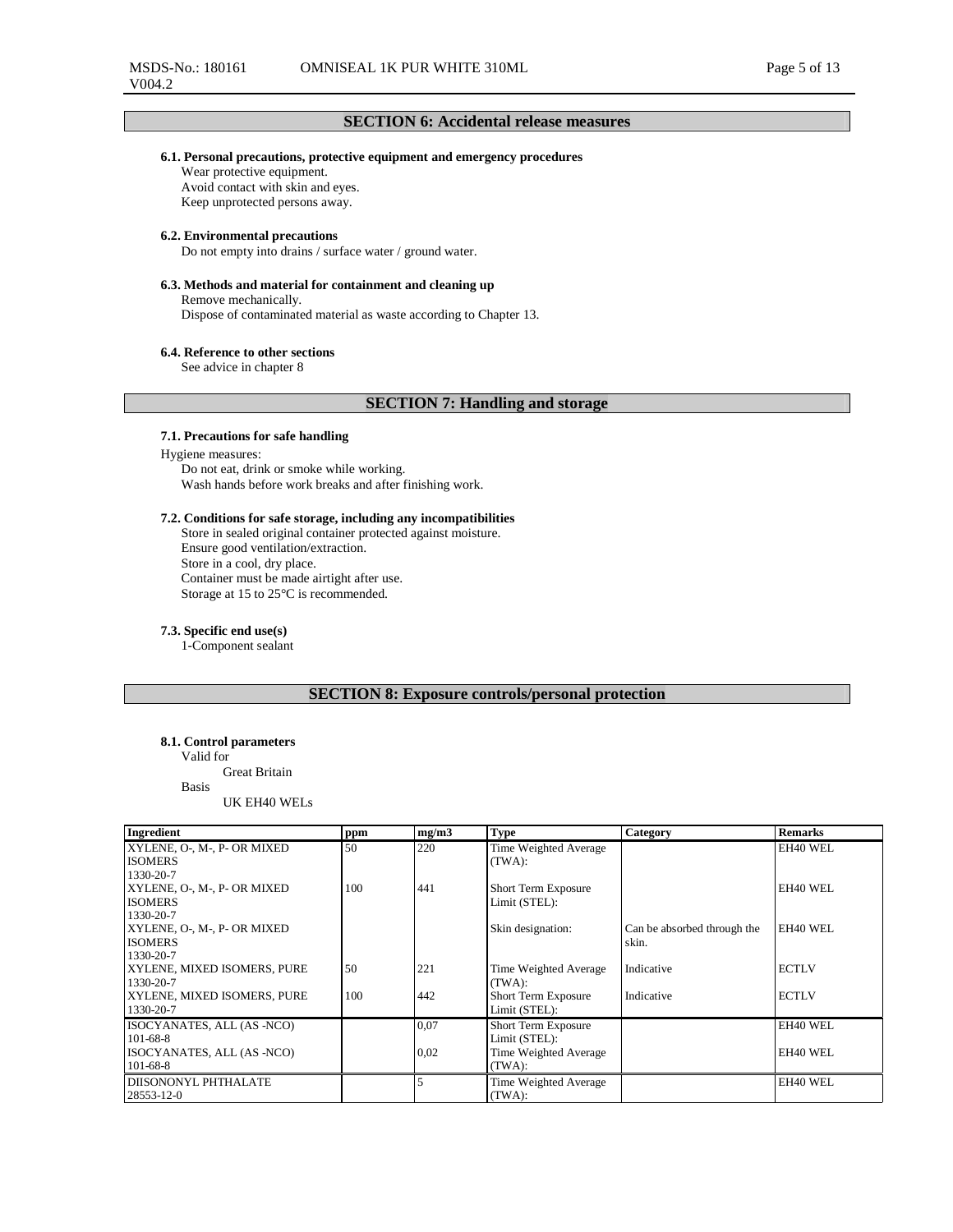## SECTION 6: Accidental release measures

### 6.1. Personal precautions, protective equipment and emergency procedures

Wear protective equipment.
Avoid contact with skin and eyes.
Keep unprotected persons away.

### 6.2. Environmental precautions

Do not empty into drains / surface water / ground water.

### 6.3. Methods and material for containment and cleaning up

Remove mechanically.
Dispose of contaminated material as waste according to Chapter 13.

### 6.4. Reference to other sections

See advice in chapter 8

## SECTION 7: Handling and storage

### 7.1. Precautions for safe handling

Hygiene measures:
Do not eat, drink or smoke while working.
Wash hands before work breaks and after finishing work.

### 7.2. Conditions for safe storage, including any incompatibilities

Store in sealed original container protected against moisture.
Ensure good ventilation/extraction.
Store in a cool, dry place.
Container must be made airtight after use.
Storage at 15 to 25°C is recommended.

### 7.3. Specific end use(s)

1-Component sealant

## SECTION 8: Exposure controls/personal protection

### 8.1. Control parameters

Valid for
Great Britain
Basis
UK EH40 WELs

| Ingredient | ppm | mg/m3 | Type | Category | Remarks |
|---|---|---|---|---|---|
| XYLENE, O-, M-, P- OR MIXED ISOMERS 1330-20-7 | 50 | 220 | Time Weighted Average (TWA): | | EH40 WEL |
| XYLENE, O-, M-, P- OR MIXED ISOMERS 1330-20-7 | 100 | 441 | Short Term Exposure Limit (STEL): | | EH40 WEL |
| XYLENE, O-, M-, P- OR MIXED ISOMERS 1330-20-7 | | | Skin designation: | Can be absorbed through the skin. | EH40 WEL |
| XYLENE, MIXED ISOMERS, PURE 1330-20-7 | 50 | 221 | Time Weighted Average (TWA): | Indicative | ECTLV |
| XYLENE, MIXED ISOMERS, PURE 1330-20-7 | 100 | 442 | Short Term Exposure Limit (STEL): | Indicative | ECTLV |
| ISOCYANATES, ALL (AS -NCO) 101-68-8 | | 0,07 | Short Term Exposure Limit (STEL): | | EH40 WEL |
| ISOCYANATES, ALL (AS -NCO) 101-68-8 | | 0,02 | Time Weighted Average (TWA): | | EH40 WEL |
| DIISONONYL PHTHALATE 28553-12-0 | | 5 | Time Weighted Average (TWA): | | EH40 WEL |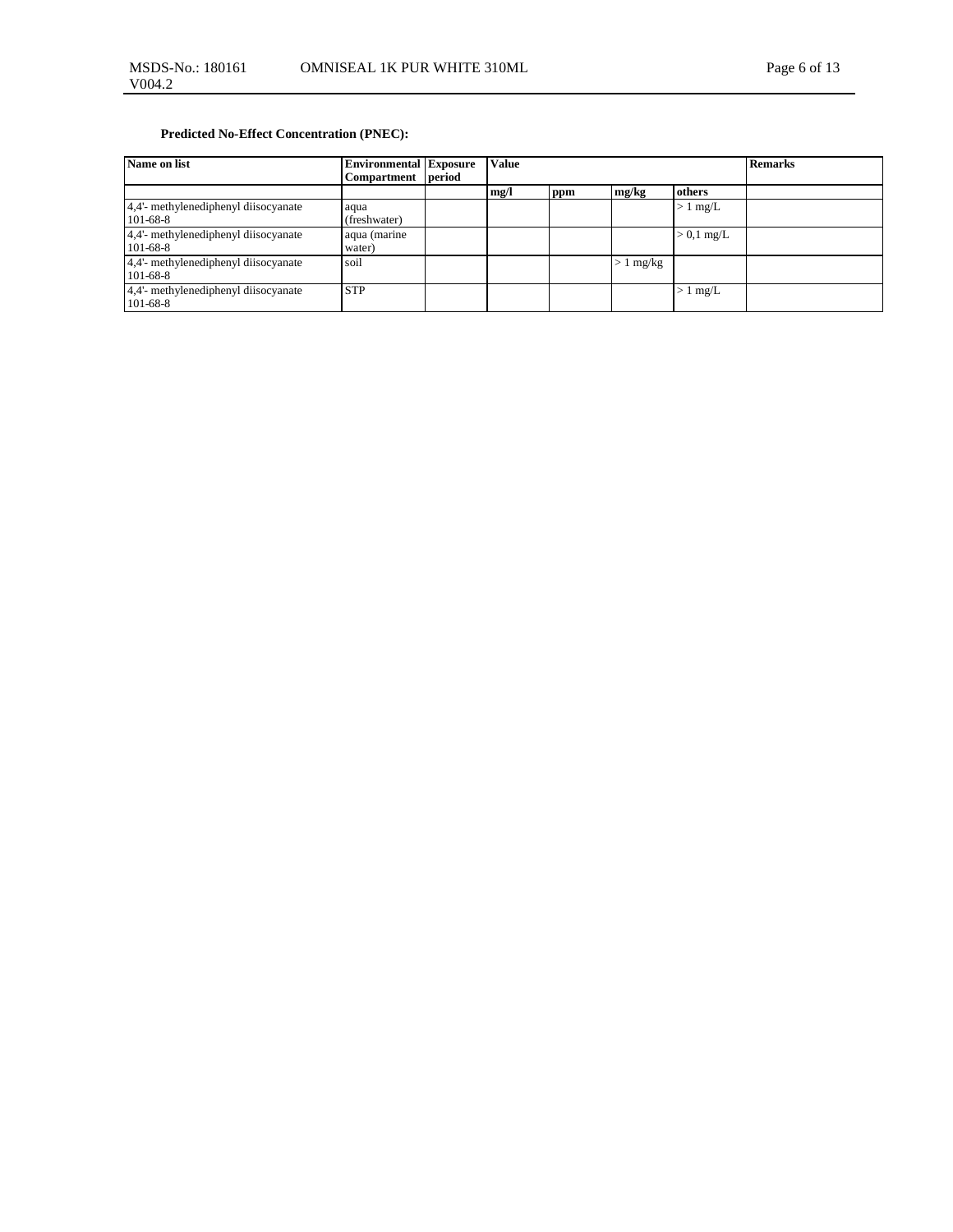**Predicted No-Effect Concentration (PNEC):**

| Name on list | Environmental Compartment | Exposure period | Value | | | | Remarks |
|---|---|---|---|---|---|---|---|
| | | | mg/l | ppm | mg/kg | others | |
| 4,4'- methylenediphenyl diisocyanate 101-68-8 | aqua (freshwater) | | | | | > 1 mg/L | |
| 4,4'- methylenediphenyl diisocyanate 101-68-8 | aqua (marine water) | | | | | > 0,1 mg/L | |
| 4,4'- methylenediphenyl diisocyanate 101-68-8 | soil | | | | > 1 mg/kg | | |
| 4,4'- methylenediphenyl diisocyanate 101-68-8 | STP | | | | | > 1 mg/L | |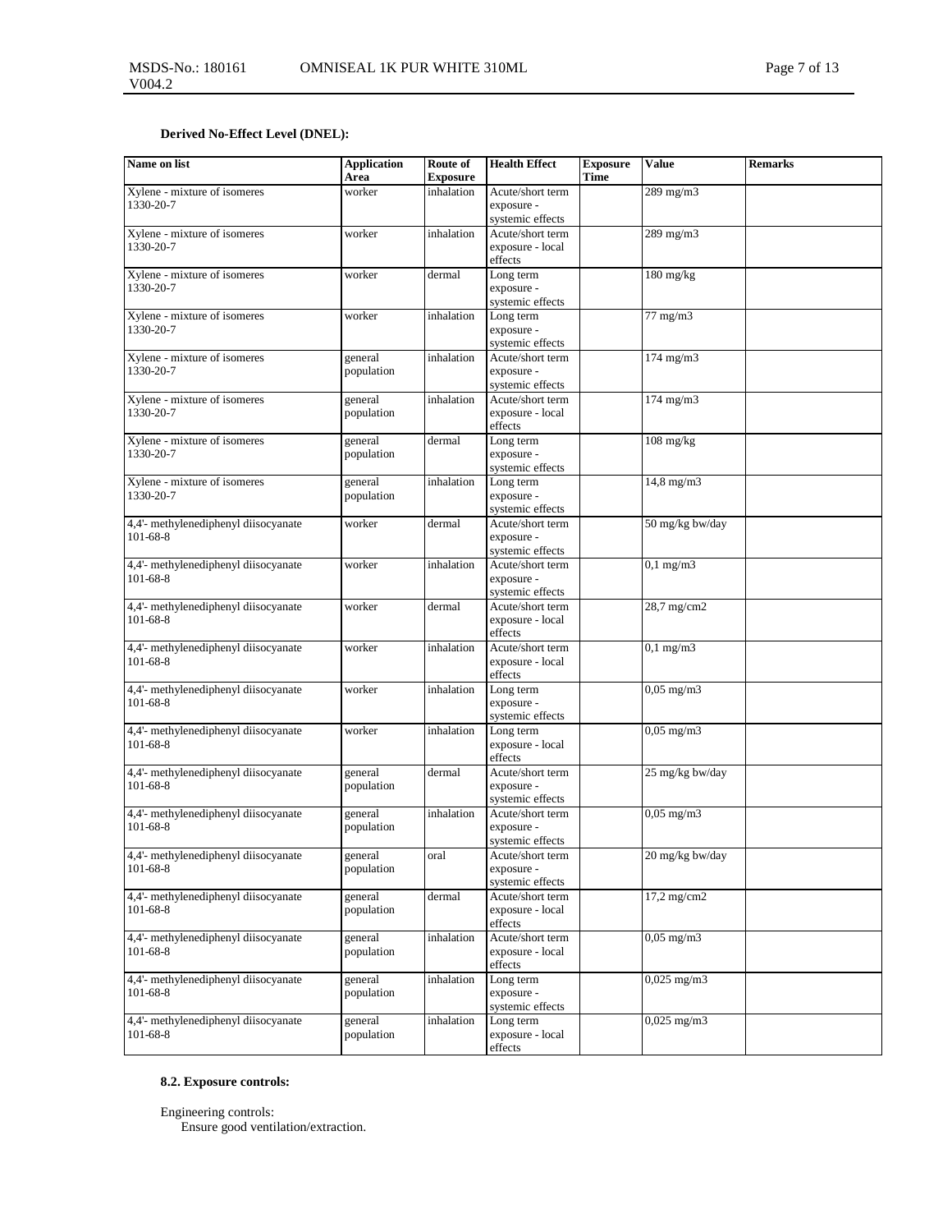**Derived No-Effect Level (DNEL):**

| Name on list | Application Area | Route of Exposure | Health Effect | Exposure Time | Value | Remarks |
|---|---|---|---|---|---|---|
| Xylene - mixture of isomeres 1330-20-7 | worker | inhalation | Acute/short term exposure - systemic effects | | 289 mg/m3 | |
| Xylene - mixture of isomeres 1330-20-7 | worker | inhalation | Acute/short term exposure - local effects | | 289 mg/m3 | |
| Xylene - mixture of isomeres 1330-20-7 | worker | dermal | Long term exposure - systemic effects | | 180 mg/kg | |
| Xylene - mixture of isomeres 1330-20-7 | worker | inhalation | Long term exposure - systemic effects | | 77 mg/m3 | |
| Xylene - mixture of isomeres 1330-20-7 | general population | inhalation | Acute/short term exposure - systemic effects | | 174 mg/m3 | |
| Xylene - mixture of isomeres 1330-20-7 | general population | inhalation | Acute/short term exposure - local effects | | 174 mg/m3 | |
| Xylene - mixture of isomeres 1330-20-7 | general population | dermal | Long term exposure - systemic effects | | 108 mg/kg | |
| Xylene - mixture of isomeres 1330-20-7 | general population | inhalation | Long term exposure - systemic effects | | 14,8 mg/m3 | |
| 4,4'- methylenediphenyl diisocyanate 101-68-8 | worker | dermal | Acute/short term exposure - systemic effects | | 50 mg/kg bw/day | |
| 4,4'- methylenediphenyl diisocyanate 101-68-8 | worker | inhalation | Acute/short term exposure - systemic effects | | 0,1 mg/m3 | |
| 4,4'- methylenediphenyl diisocyanate 101-68-8 | worker | dermal | Acute/short term exposure - local effects | | 28,7 mg/cm2 | |
| 4,4'- methylenediphenyl diisocyanate 101-68-8 | worker | inhalation | Acute/short term exposure - local effects | | 0,1 mg/m3 | |
| 4,4'- methylenediphenyl diisocyanate 101-68-8 | worker | inhalation | Long term exposure - systemic effects | | 0,05 mg/m3 | |
| 4,4'- methylenediphenyl diisocyanate 101-68-8 | worker | inhalation | Long term exposure - local effects | | 0,05 mg/m3 | |
| 4,4'- methylenediphenyl diisocyanate 101-68-8 | general population | dermal | Acute/short term exposure - systemic effects | | 25 mg/kg bw/day | |
| 4,4'- methylenediphenyl diisocyanate 101-68-8 | general population | inhalation | Acute/short term exposure - systemic effects | | 0,05 mg/m3 | |
| 4,4'- methylenediphenyl diisocyanate 101-68-8 | general population | oral | Acute/short term exposure - systemic effects | | 20 mg/kg bw/day | |
| 4,4'- methylenediphenyl diisocyanate 101-68-8 | general population | dermal | Acute/short term exposure - local effects | | 17,2 mg/cm2 | |
| 4,4'- methylenediphenyl diisocyanate 101-68-8 | general population | inhalation | Acute/short term exposure - local effects | | 0,05 mg/m3 | |
| 4,4'- methylenediphenyl diisocyanate 101-68-8 | general population | inhalation | Long term exposure - systemic effects | | 0,025 mg/m3 | |
| 4,4'- methylenediphenyl diisocyanate 101-68-8 | general population | inhalation | Long term exposure - local effects | | 0,025 mg/m3 | |

**8.2. Exposure controls:**

Engineering controls:
Ensure good ventilation/extraction.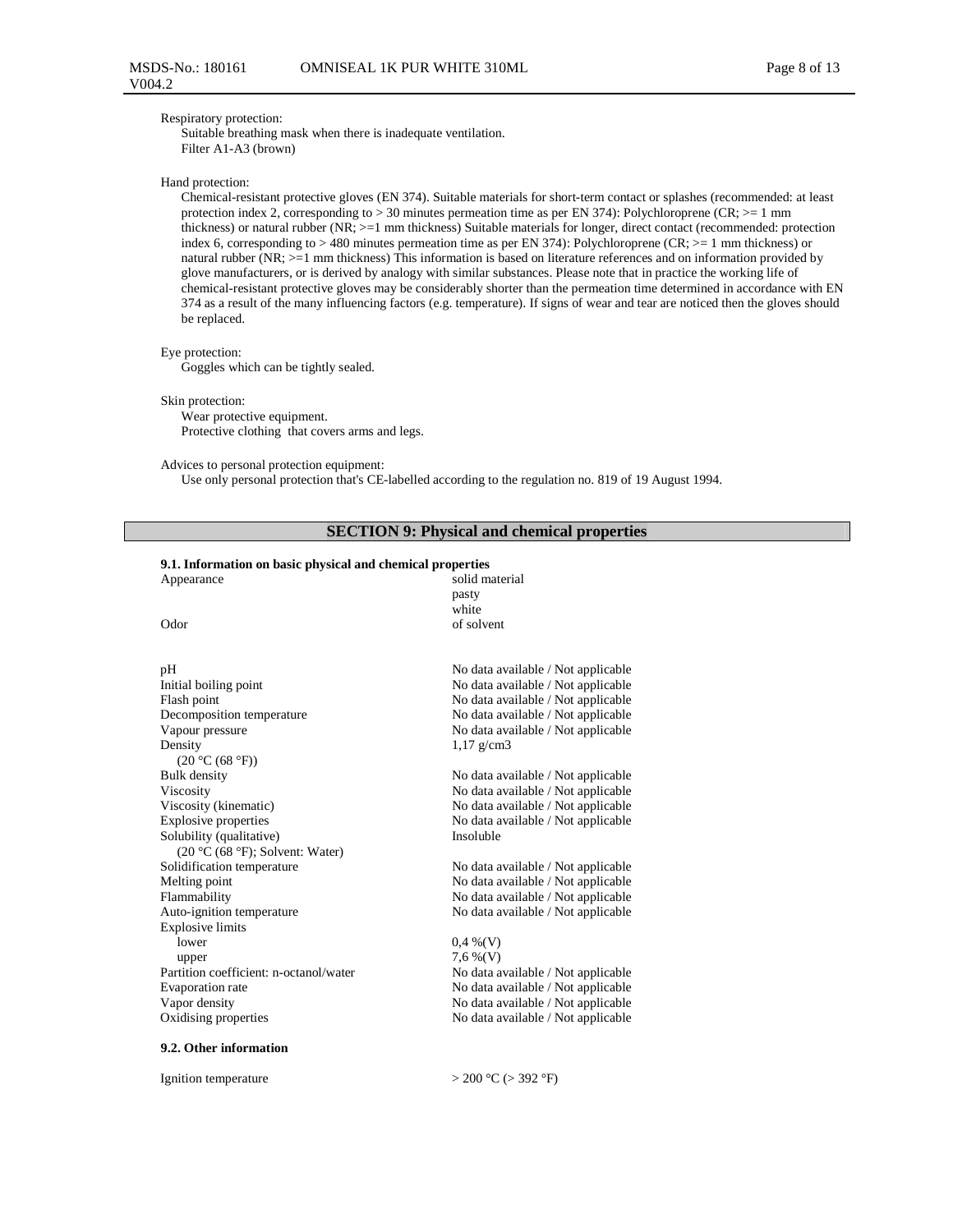Respiratory protection:
Suitable breathing mask when there is inadequate ventilation.
Filter A1-A3 (brown)

Hand protection:
Chemical-resistant protective gloves (EN 374). Suitable materials for short-term contact or splashes (recommended: at least protection index 2, corresponding to > 30 minutes permeation time as per EN 374): Polychloroprene (CR; >= 1 mm thickness) or natural rubber (NR; >=1 mm thickness) Suitable materials for longer, direct contact (recommended: protection index 6, corresponding to > 480 minutes permeation time as per EN 374): Polychloroprene (CR; >= 1 mm thickness) or natural rubber (NR; >=1 mm thickness) This information is based on literature references and on information provided by glove manufacturers, or is derived by analogy with similar substances. Please note that in practice the working life of chemical-resistant protective gloves may be considerably shorter than the permeation time determined in accordance with EN 374 as a result of the many influencing factors (e.g. temperature). If signs of wear and tear are noticed then the gloves should be replaced.

Eye protection:
Goggles which can be tightly sealed.

Skin protection:
Wear protective equipment.
Protective clothing that covers arms and legs.

Advices to personal protection equipment:
Use only personal protection that's CE-labelled according to the regulation no. 819 of 19 August 1994.

## SECTION 9: Physical and chemical properties

**9.1. Information on basic physical and chemical properties**

| Property | Value |
|---|---|
| Appearance | solid material<br>pasty<br>white |
| Odor | of solvent |
| pH | No data available / Not applicable |
| Initial boiling point | No data available / Not applicable |
| Flash point | No data available / Not applicable |
| Decomposition temperature | No data available / Not applicable |
| Vapour pressure | No data available / Not applicable |
| Density<br>(20 °C (68 °F)) | 1,17 g/cm3 |
| Bulk density | No data available / Not applicable |
| Viscosity | No data available / Not applicable |
| Viscosity (kinematic) | No data available / Not applicable |
| Explosive properties | No data available / Not applicable |
| Solubility (qualitative)<br>(20 °C (68 °F); Solvent: Water) | Insoluble |
| Solidification temperature | No data available / Not applicable |
| Melting point | No data available / Not applicable |
| Flammability | No data available / Not applicable |
| Auto-ignition temperature | No data available / Not applicable |
| Explosive limits | |
| lower | 0,4 %(V) |
| upper | 7,6 %(V) |
| Partition coefficient: n-octanol/water | No data available / Not applicable |
| Evaporation rate | No data available / Not applicable |
| Vapor density | No data available / Not applicable |
| Oxidising properties | No data available / Not applicable |

**9.2. Other information**

| Property | Value |
|---|---|
| Ignition temperature | > 200 °C (> 392 °F) |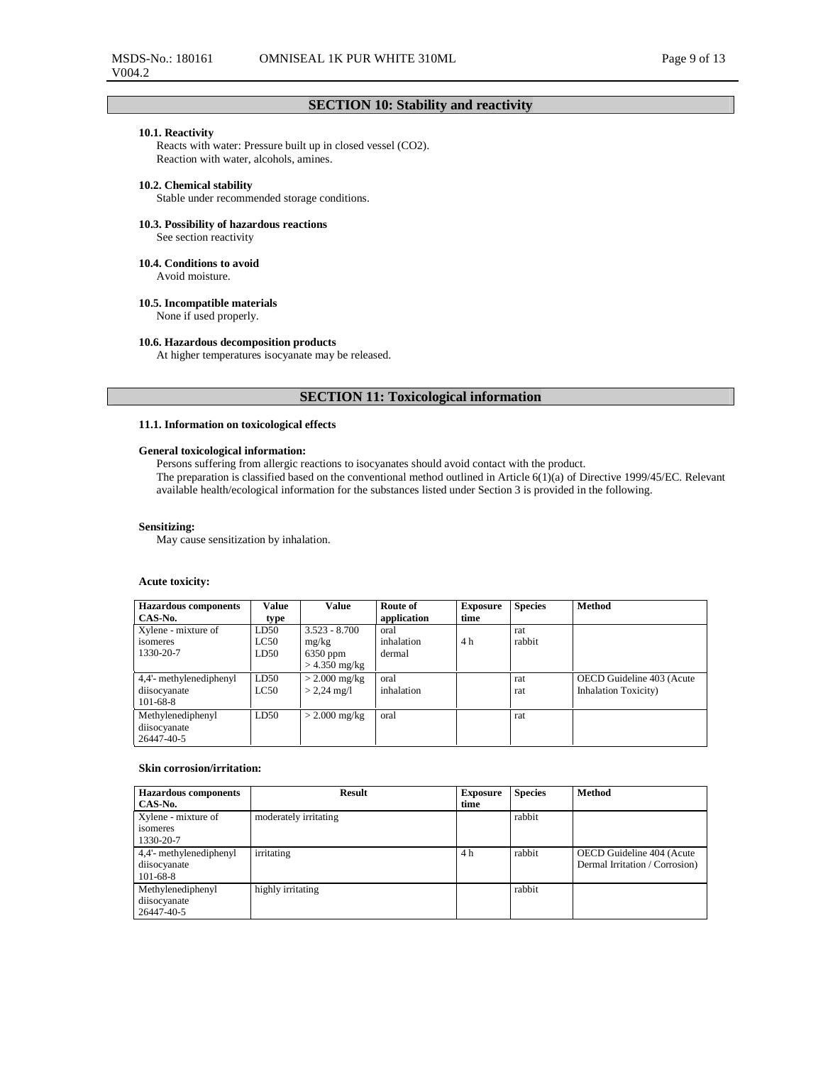## SECTION 10: Stability and reactivity

### 10.1. Reactivity

Reacts with water: Pressure built up in closed vessel ($CO_2$).
Reaction with water, alcohols, amines.

### 10.2. Chemical stability

Stable under recommended storage conditions.

### 10.3. Possibility of hazardous reactions

See section reactivity

### 10.4. Conditions to avoid

Avoid moisture.

### 10.5. Incompatible materials

None if used properly.

### 10.6. Hazardous decomposition products

At higher temperatures isocyanate may be released.

## SECTION 11: Toxicological information

### 11.1. Information on toxicological effects

**General toxicological information:**

Persons suffering from allergic reactions to isocyanates should avoid contact with the product.
The preparation is classified based on the conventional method outlined in Article 6(1)(a) of Directive 1999/45/EC. Relevant available health/ecological information for the substances listed under Section 3 is provided in the following.

**Sensitizing:**

May cause sensitization by inhalation.

**Acute toxicity:**

| Hazardous components CAS-No. | Value type | Value | Route of application | Exposure time | Species | Method |
|---|---|---|---|---|---|---|
| Xylene - mixture of isomeres 1330-20-7 | LD50<br>LC50<br>LD50 | 3.523 - 8.700 mg/kg<br>6350 ppm<br>> 4.350 mg/kg | oral<br>inhalation<br>dermal | <br>4 h | rat<br>rabbit | |
| 4,4'- methylenediphenyl diisocyanate 101-68-8 | LD50<br>LC50 | > 2.000 mg/kg<br>> 2,24 mg/l | oral<br>inhalation | | rat<br>rat | OECD Guideline 403 (Acute Inhalation Toxicity) |
| Methylenediphenyl diisocyanate 26447-40-5 | LD50 | > 2.000 mg/kg | oral | | rat | |

**Skin corrosion/irritation:**

| Hazardous components CAS-No. | Result | Exposure time | Species | Method |
|---|---|---|---|---|
| Xylene - mixture of isomeres 1330-20-7 | moderately irritating | | rabbit | |
| 4,4'- methylenediphenyl diisocyanate 101-68-8 | irritating | 4 h | rabbit | OECD Guideline 404 (Acute Dermal Irritation / Corrosion) |
| Methylenediphenyl diisocyanate 26447-40-5 | highly irritating | | rabbit | |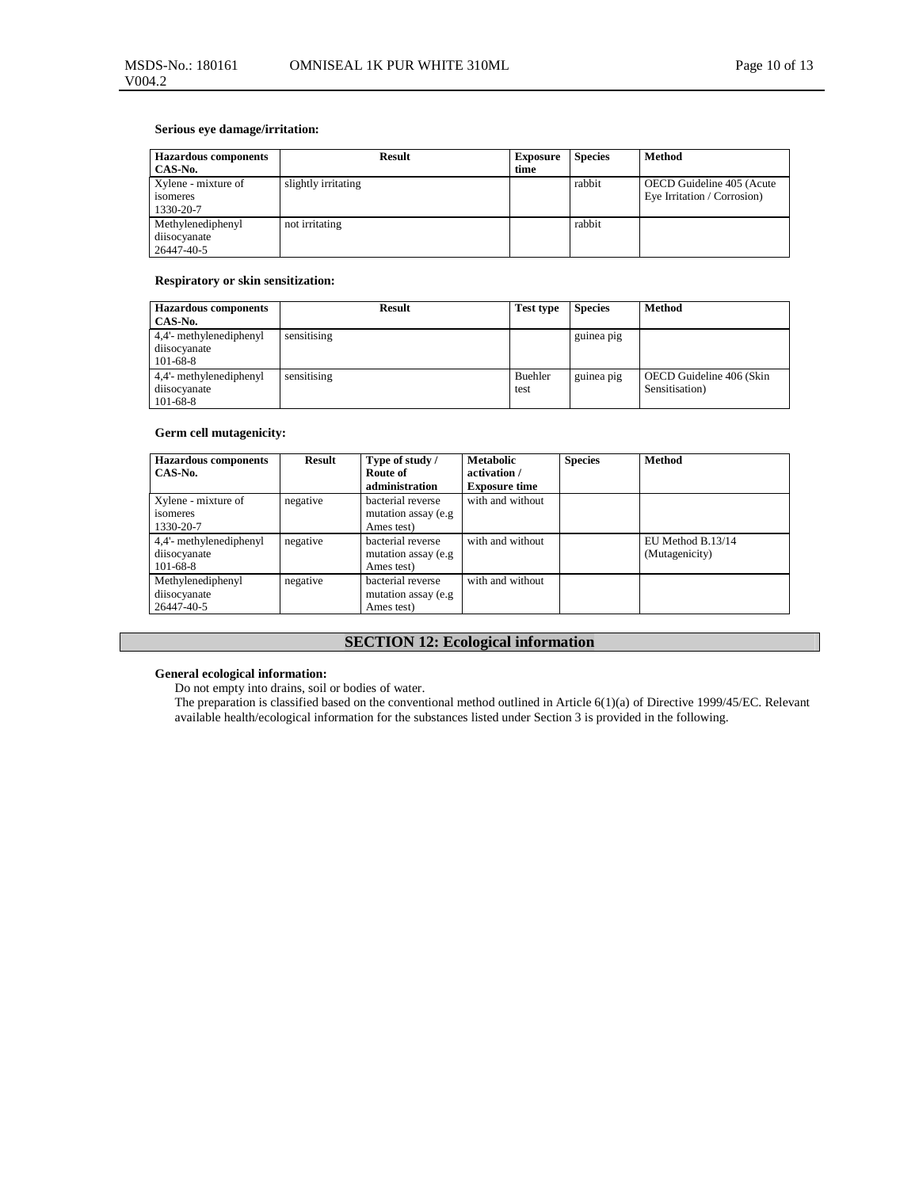**Serious eye damage/irritation:**

| Hazardous components CAS-No. | Result | Exposure time | Species | Method |
|---|---|---|---|---|
| Xylene - mixture of isomeres 1330-20-7 | slightly irritating | | rabbit | OECD Guideline 405 (Acute Eye Irritation / Corrosion) |
| Methylenediphenyl diisocyanate 26447-40-5 | not irritating | | rabbit | |

**Respiratory or skin sensitization:**

| Hazardous components CAS-No. | Result | Test type | Species | Method |
|---|---|---|---|---|
| 4,4'- methylenediphenyl diisocyanate 101-68-8 | sensitising | | guinea pig | |
| 4,4'- methylenediphenyl diisocyanate 101-68-8 | sensitising | Buehler test | guinea pig | OECD Guideline 406 (Skin Sensitisation) |

**Germ cell mutagenicity:**

| Hazardous components CAS-No. | Result | Type of study / Route of administration | Metabolic activation / Exposure time | Species | Method |
|---|---|---|---|---|---|
| Xylene - mixture of isomeres 1330-20-7 | negative | bacterial reverse mutation assay (e.g Ames test) | with and without | | |
| 4,4'- methylenediphenyl diisocyanate 101-68-8 | negative | bacterial reverse mutation assay (e.g Ames test) | with and without | | EU Method B.13/14 (Mutagenicity) |
| Methylenediphenyl diisocyanate 26447-40-5 | negative | bacterial reverse mutation assay (e.g Ames test) | with and without | | |

## SECTION 12: Ecological information

**General ecological information:**

Do not empty into drains, soil or bodies of water.

The preparation is classified based on the conventional method outlined in Article 6(1)(a) of Directive 1999/45/EC. Relevant available health/ecological information for the substances listed under Section 3 is provided in the following.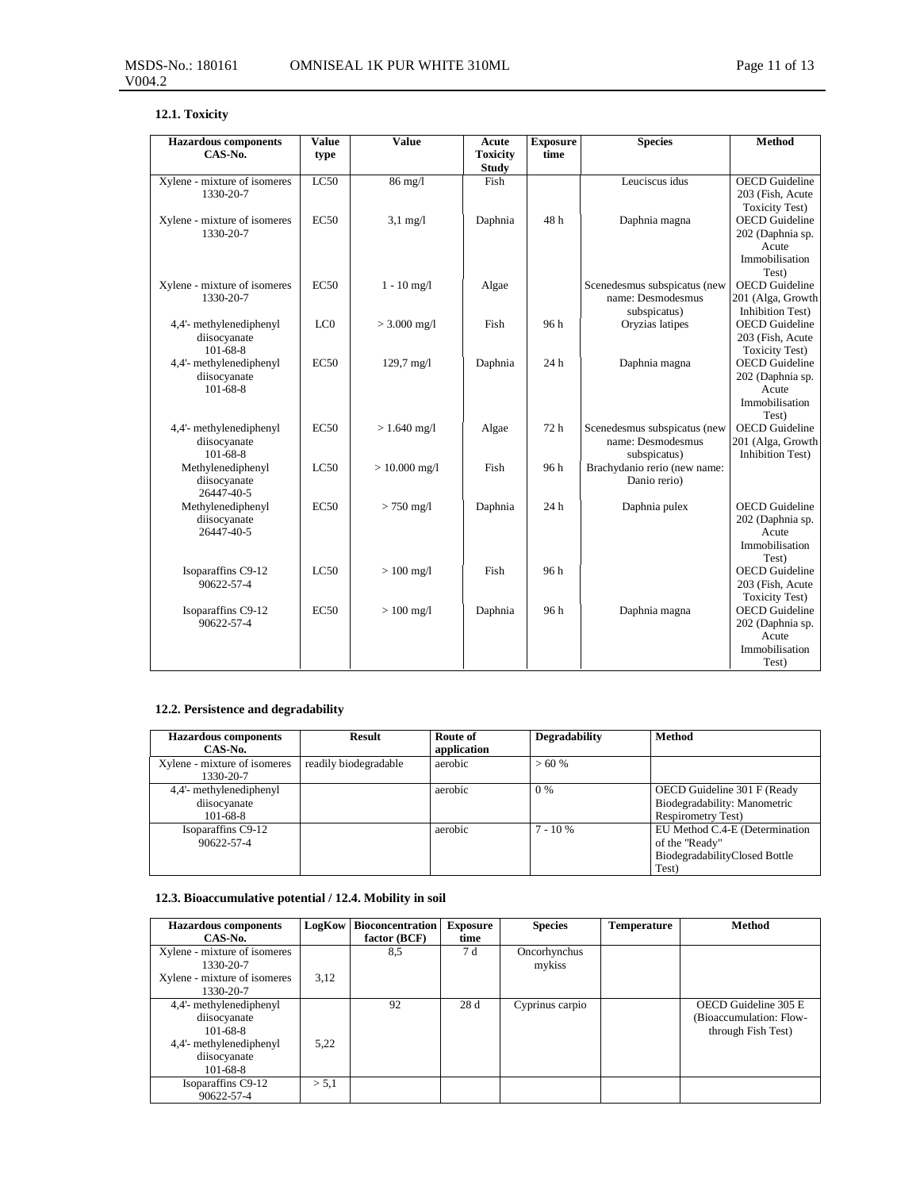### 12.1. Toxicity

| Hazardous components CAS-No. | Value type | Value | Acute Toxicity Study | Exposure time | Species | Method |
|---|---|---|---|---|---|---|
| Xylene - mixture of isomeres 1330-20-7 | LC50 | 86 mg/l | Fish | | Leuciscus idus | OECD Guideline 203 (Fish, Acute Toxicity Test) |
| Xylene - mixture of isomeres 1330-20-7 | EC50 | 3,1 mg/l | Daphnia | 48 h | Daphnia magna | OECD Guideline 202 (Daphnia sp. Acute Immobilisation Test) |
| Xylene - mixture of isomeres 1330-20-7 | EC50 | 1 - 10 mg/l | Algae | | Scenedesmus subspicatus (new name: Desmodesmus subspicatus) | OECD Guideline 201 (Alga, Growth Inhibition Test) |
| 4,4'- methylenediphenyl diisocyanate 101-68-8 | LC0 | > 3.000 mg/l | Fish | 96 h | Oryzias latipes | OECD Guideline 203 (Fish, Acute Toxicity Test) |
| 4,4'- methylenediphenyl diisocyanate 101-68-8 | EC50 | 129,7 mg/l | Daphnia | 24 h | Daphnia magna | OECD Guideline 202 (Daphnia sp. Acute Immobilisation Test) |
| 4,4'- methylenediphenyl diisocyanate 101-68-8 | EC50 | > 1.640 mg/l | Algae | 72 h | Scenedesmus subspicatus (new name: Desmodesmus subspicatus) | OECD Guideline 201 (Alga, Growth Inhibition Test) |
| Methylenediphenyl diisocyanate 26447-40-5 | LC50 | > 10.000 mg/l | Fish | 96 h | Brachydanio rerio (new name: Danio rerio) | |
| Methylenediphenyl diisocyanate 26447-40-5 | EC50 | > 750 mg/l | Daphnia | 24 h | Daphnia pulex | OECD Guideline 202 (Daphnia sp. Acute Immobilisation Test) |
| Isoparaffins C9-12 90622-57-4 | LC50 | > 100 mg/l | Fish | 96 h | | OECD Guideline 203 (Fish, Acute Toxicity Test) |
| Isoparaffins C9-12 90622-57-4 | EC50 | > 100 mg/l | Daphnia | 96 h | Daphnia magna | OECD Guideline 202 (Daphnia sp. Acute Immobilisation Test) |

### 12.2. Persistence and degradability

| Hazardous components CAS-No. | Result | Route of application | Degradability | Method |
|---|---|---|---|---|
| Xylene - mixture of isomeres 1330-20-7 | readily biodegradable | aerobic | > 60 % | |
| 4,4'- methylenediphenyl diisocyanate 101-68-8 | | aerobic | 0 % | OECD Guideline 301 F (Ready Biodegradability: Manometric Respirometry Test) |
| Isoparaffins C9-12 90622-57-4 | | aerobic | 7 - 10 % | EU Method C.4-E (Determination of the "Ready" BiodegradabilityClosed Bottle Test) |

### 12.3. Bioaccumulative potential / 12.4. Mobility in soil

| Hazardous components CAS-No. | LogKow | Bioconcentration factor (BCF) | Exposure time | Species | Temperature | Method |
|---|---|---|---|---|---|---|
| Xylene - mixture of isomeres 1330-20-7 | | 8,5 | 7 d | Oncorhynchus mykiss | | |
| Xylene - mixture of isomeres 1330-20-7 | 3,12 | | | | | |
| 4,4'- methylenediphenyl diisocyanate 101-68-8 | | 92 | 28 d | Cyprinus carpio | | OECD Guideline 305 E (Bioaccumulation: Flow-through Fish Test) |
| 4,4'- methylenediphenyl diisocyanate 101-68-8 | 5,22 | | | | | |
| Isoparaffins C9-12 90622-57-4 | > 5,1 | | | | | |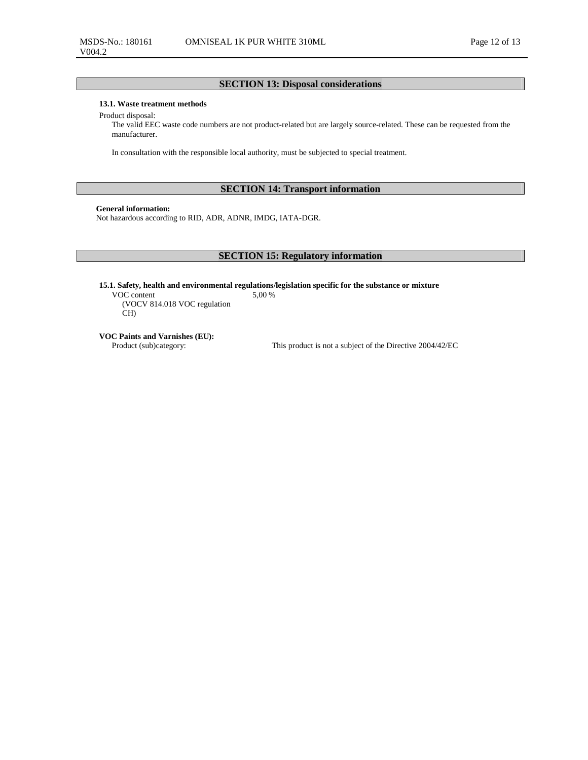## SECTION 13: Disposal considerations

**13.1. Waste treatment methods**

Product disposal:

The valid EEC waste code numbers are not product-related but are largely source-related. These can be requested from the manufacturer.

In consultation with the responsible local authority, must be subjected to special treatment.

## SECTION 14: Transport information

**General information:**

Not hazardous according to RID, ADR, ADNR, IMDG, IATA-DGR.

## SECTION 15: Regulatory information

**15.1. Safety, health and environmental regulations/legislation specific for the substance or mixture**

| | |
|---|---|
| VOC content (VOCV 814.018 VOC regulation CH) | 5,00 % |

**VOC Paints and Varnishes (EU):**

| | |
|---|---|
| Product (sub)category: | This product is not a subject of the Directive 2004/42/EC |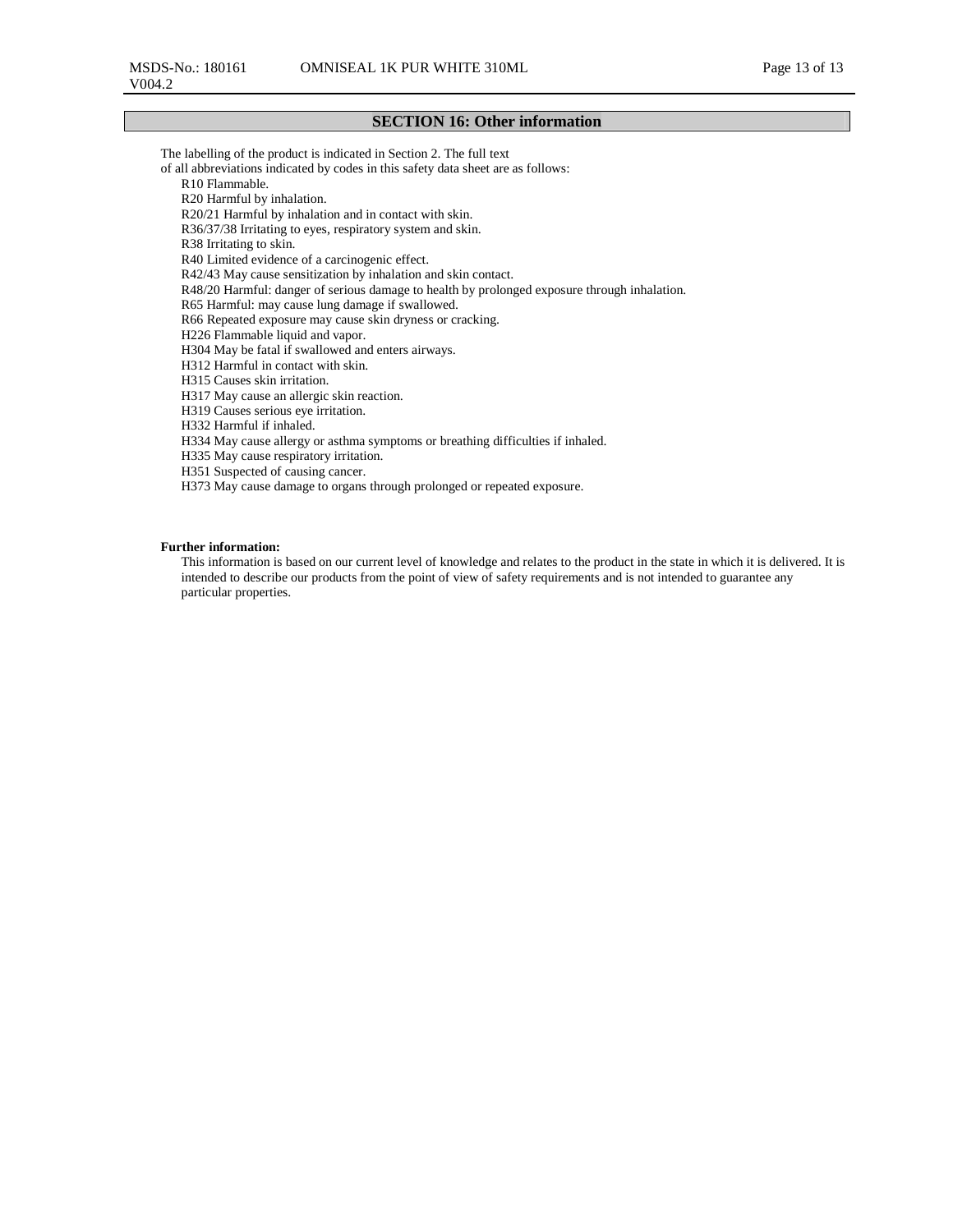## SECTION 16: Other information

The labelling of the product is indicated in Section 2. The full text of all abbreviations indicated by codes in this safety data sheet are as follows:

R10 Flammable.
R20 Harmful by inhalation.
R20/21 Harmful by inhalation and in contact with skin.
R36/37/38 Irritating to eyes, respiratory system and skin.
R38 Irritating to skin.
R40 Limited evidence of a carcinogenic effect.
R42/43 May cause sensitization by inhalation and skin contact.
R48/20 Harmful: danger of serious damage to health by prolonged exposure through inhalation.
R65 Harmful: may cause lung damage if swallowed.
R66 Repeated exposure may cause skin dryness or cracking.
H226 Flammable liquid and vapor.
H304 May be fatal if swallowed and enters airways.
H312 Harmful in contact with skin.
H315 Causes skin irritation.
H317 May cause an allergic skin reaction.
H319 Causes serious eye irritation.
H332 Harmful if inhaled.
H334 May cause allergy or asthma symptoms or breathing difficulties if inhaled.
H335 May cause respiratory irritation.
H351 Suspected of causing cancer.
H373 May cause damage to organs through prolonged or repeated exposure.

**Further information:**

This information is based on our current level of knowledge and relates to the product in the state in which it is delivered. It is intended to describe our products from the point of view of safety requirements and is not intended to guarantee any particular properties.